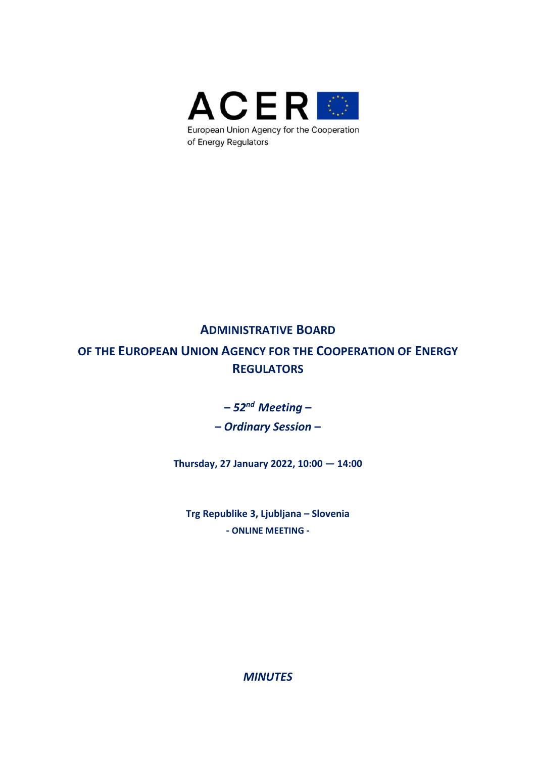ACER

European Union Agency for the Cooperation of Energy Regulators

# ADMINISTRATIVE BOARD

# OF THE EUROPEAN UNION AGENCY FOR THE COOPERATION OF ENERGY REGULATORS

***– 52nd Meeting –***

***– Ordinary Session –***

**Thursday, 27 January 2022, 10:00 — 14:00**

**Trg Republike 3, Ljubljana – Slovenia**

**- ONLINE MEETING -**

***MINUTES***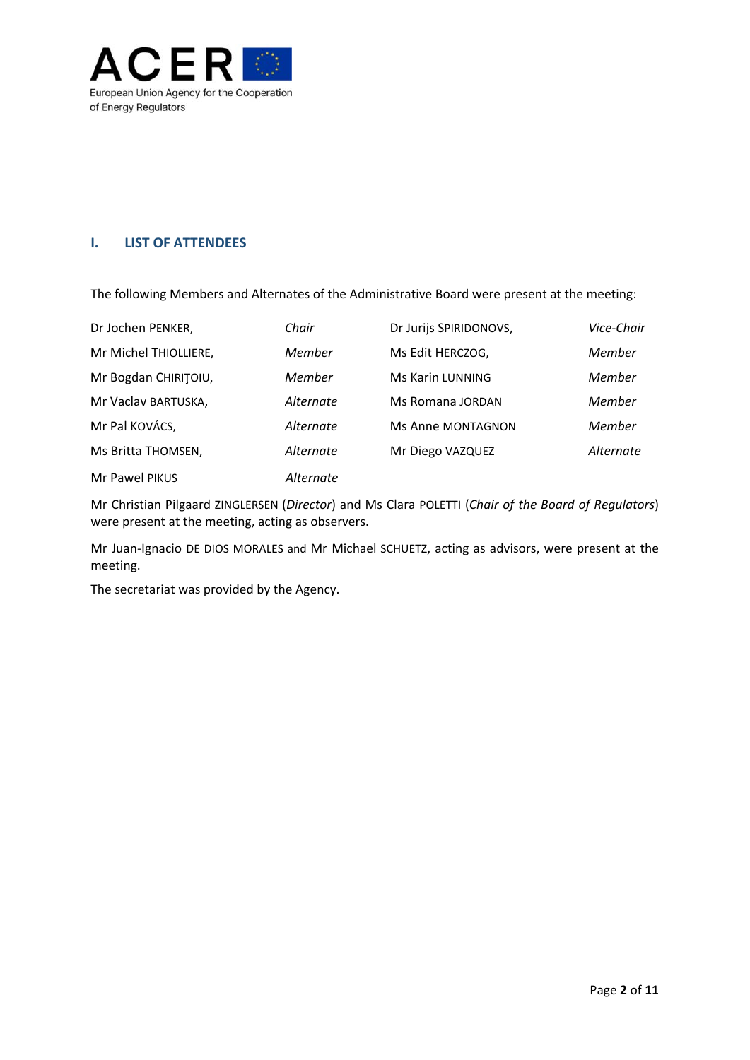## I. LIST OF ATTENDEES

The following Members and Alternates of the Administrative Board were present at the meeting:

| | | | |
|---|---|---|---|
| Dr Jochen PENKER, | *Chair* | Dr Jurijs SPIRIDONOVS, | *Vice-Chair* |
| Mr Michel THIOLLIERE, | *Member* | Ms Edit HERCZOG, | *Member* |
| Mr Bogdan CHIRIŢOIU, | *Member* | Ms Karin LUNNING | *Member* |
| Mr Vaclav BARTUSKA, | *Alternate* | Ms Romana JORDAN | *Member* |
| Mr Pal KOVÁCS, | *Alternate* | Ms Anne MONTAGNON | *Member* |
| Ms Britta THOMSEN, | *Alternate* | Mr Diego VAZQUEZ | *Alternate* |
| Mr Pawel PIKUS | *Alternate* | | |

Mr Christian Pilgaard ZINGLERSEN (*Director*) and Ms Clara POLETTI (*Chair of the Board of Regulators*) were present at the meeting, acting as observers.

Mr Juan-Ignacio DE DIOS MORALES and Mr Michael SCHUETZ, acting as advisors, were present at the meeting.

The secretariat was provided by the Agency.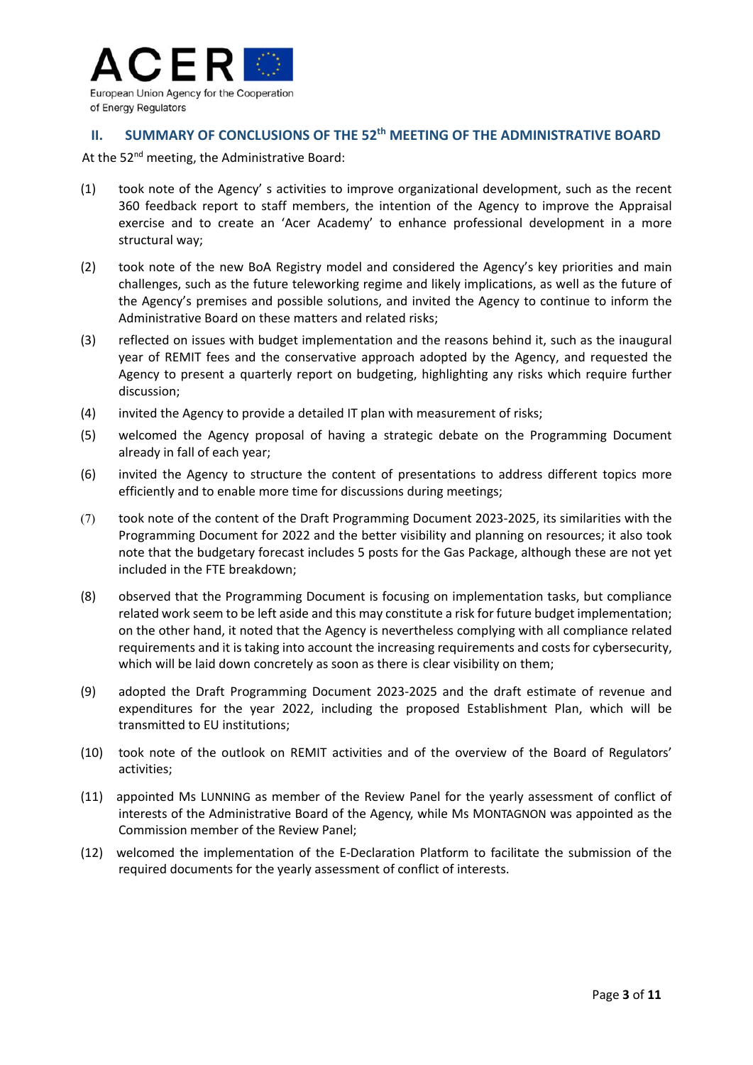## II. SUMMARY OF CONCLUSIONS OF THE 52th MEETING OF THE ADMINISTRATIVE BOARD

At the 52nd meeting, the Administrative Board:

(1) took note of the Agency' s activities to improve organizational development, such as the recent 360 feedback report to staff members, the intention of the Agency to improve the Appraisal exercise and to create an 'Acer Academy' to enhance professional development in a more structural way;

(2) took note of the new BoA Registry model and considered the Agency's key priorities and main challenges, such as the future teleworking regime and likely implications, as well as the future of the Agency's premises and possible solutions, and invited the Agency to continue to inform the Administrative Board on these matters and related risks;

(3) reflected on issues with budget implementation and the reasons behind it, such as the inaugural year of REMIT fees and the conservative approach adopted by the Agency, and requested the Agency to present a quarterly report on budgeting, highlighting any risks which require further discussion;

(4) invited the Agency to provide a detailed IT plan with measurement of risks;

(5) welcomed the Agency proposal of having a strategic debate on the Programming Document already in fall of each year;

(6) invited the Agency to structure the content of presentations to address different topics more efficiently and to enable more time for discussions during meetings;

(7) took note of the content of the Draft Programming Document 2023-2025, its similarities with the Programming Document for 2022 and the better visibility and planning on resources; it also took note that the budgetary forecast includes 5 posts for the Gas Package, although these are not yet included in the FTE breakdown;

(8) observed that the Programming Document is focusing on implementation tasks, but compliance related work seem to be left aside and this may constitute a risk for future budget implementation; on the other hand, it noted that the Agency is nevertheless complying with all compliance related requirements and it is taking into account the increasing requirements and costs for cybersecurity, which will be laid down concretely as soon as there is clear visibility on them;

(9) adopted the Draft Programming Document 2023-2025 and the draft estimate of revenue and expenditures for the year 2022, including the proposed Establishment Plan, which will be transmitted to EU institutions;

(10) took note of the outlook on REMIT activities and of the overview of the Board of Regulators' activities;

(11) appointed Ms LUNNING as member of the Review Panel for the yearly assessment of conflict of interests of the Administrative Board of the Agency, while Ms MONTAGNON was appointed as the Commission member of the Review Panel;

(12) welcomed the implementation of the E-Declaration Platform to facilitate the submission of the required documents for the yearly assessment of conflict of interests.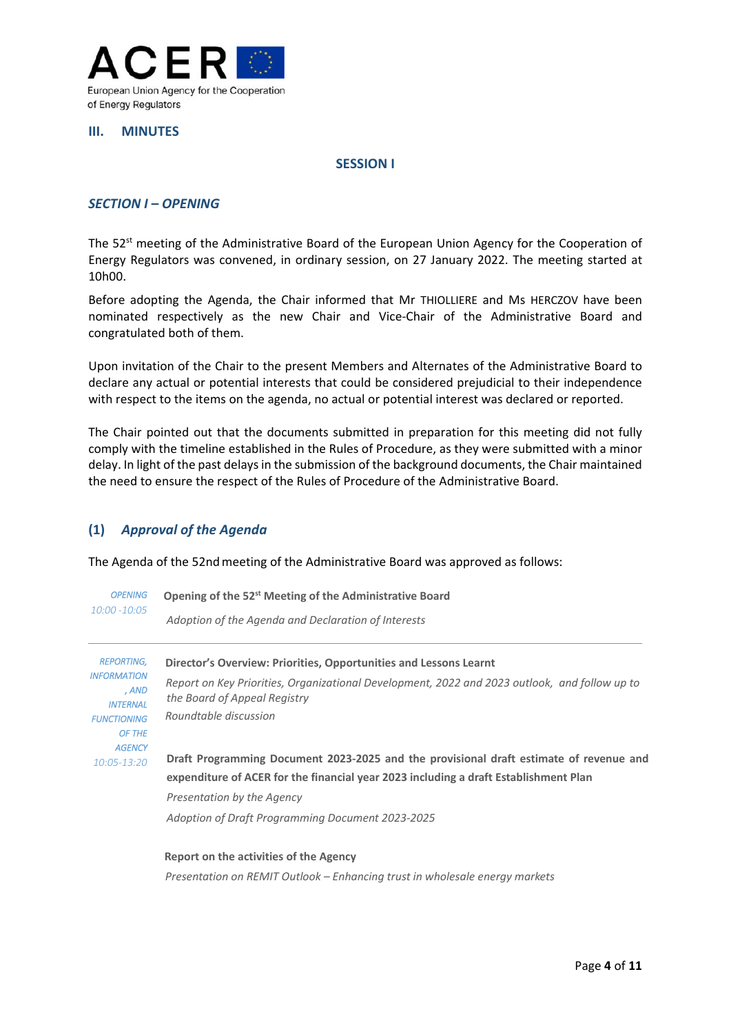## III. MINUTES

### SESSION I

#### *SECTION I – OPENING*

The 52st meeting of the Administrative Board of the European Union Agency for the Cooperation of Energy Regulators was convened, in ordinary session, on 27 January 2022. The meeting started at 10h00.

Before adopting the Agenda, the Chair informed that Mr THIOLLIERE and Ms HERCZOV have been nominated respectively as the new Chair and Vice-Chair of the Administrative Board and congratulated both of them.

Upon invitation of the Chair to the present Members and Alternates of the Administrative Board to declare any actual or potential interests that could be considered prejudicial to their independence with respect to the items on the agenda, no actual or potential interest was declared or reported.

The Chair pointed out that the documents submitted in preparation for this meeting did not fully comply with the timeline established in the Rules of Procedure, as they were submitted with a minor delay. In light of the past delays in the submission of the background documents, the Chair maintained the need to ensure the respect of the Rules of Procedure of the Administrative Board.

### (1) *Approval of the Agenda*

The Agenda of the 52nd meeting of the Administrative Board was approved as follows:

| | |
|---|---|
| *OPENING* *10:00 -10:05* | **Opening of the 52st Meeting of the Administrative Board** *Adoption of the Agenda and Declaration of Interests* |
| *REPORTING, INFORMATION , AND INTERNAL FUNCTIONING OF THE AGENCY* *10:05-13:20* | **Director's Overview: Priorities, Opportunities and Lessons Learnt** *Report on Key Priorities, Organizational Development, 2022 and 2023 outlook, and follow up to the Board of Appeal Registry* *Roundtable discussion* **Draft Programming Document 2023-2025 and the provisional draft estimate of revenue and expenditure of ACER for the financial year 2023 including a draft Establishment Plan** *Presentation by the Agency* *Adoption of Draft Programming Document 2023-2025* **Report on the activities of the Agency** *Presentation on REMIT Outlook – Enhancing trust in wholesale energy markets* |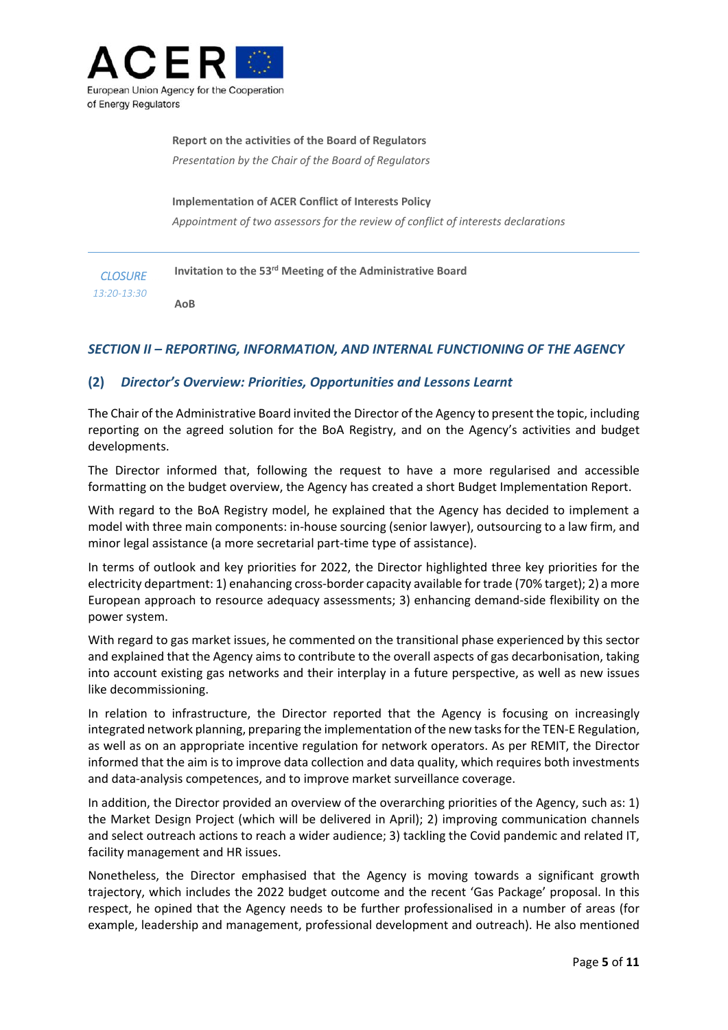**Report on the activities of the Board of Regulators**

*Presentation by the Chair of the Board of Regulators*

**Implementation of ACER Conflict of Interests Policy**

*Appointment of two assessors for the review of conflict of interests declarations*

---

| | |
|---|---|
| *CLOSURE* *13:20-13:30* | **Invitation to the 53rd Meeting of the Administrative Board** |
| | **AoB** |

## *SECTION II – REPORTING, INFORMATION, AND INTERNAL FUNCTIONING OF THE AGENCY*

### (2) *Director's Overview: Priorities, Opportunities and Lessons Learnt*

The Chair of the Administrative Board invited the Director of the Agency to present the topic, including reporting on the agreed solution for the BoA Registry, and on the Agency's activities and budget developments.

The Director informed that, following the request to have a more regularised and accessible formatting on the budget overview, the Agency has created a short Budget Implementation Report.

With regard to the BoA Registry model, he explained that the Agency has decided to implement a model with three main components: in-house sourcing (senior lawyer), outsourcing to a law firm, and minor legal assistance (a more secretarial part-time type of assistance).

In terms of outlook and key priorities for 2022, the Director highlighted three key priorities for the electricity department: 1) enahancing cross-border capacity available for trade (70% target); 2) a more European approach to resource adequacy assessments; 3) enhancing demand-side flexibility on the power system.

With regard to gas market issues, he commented on the transitional phase experienced by this sector and explained that the Agency aims to contribute to the overall aspects of gas decarbonisation, taking into account existing gas networks and their interplay in a future perspective, as well as new issues like decommissioning.

In relation to infrastructure, the Director reported that the Agency is focusing on increasingly integrated network planning, preparing the implementation of the new tasks for the TEN-E Regulation, as well as on an appropriate incentive regulation for network operators. As per REMIT, the Director informed that the aim is to improve data collection and data quality, which requires both investments and data-analysis competences, and to improve market surveillance coverage.

In addition, the Director provided an overview of the overarching priorities of the Agency, such as: 1) the Market Design Project (which will be delivered in April); 2) improving communication channels and select outreach actions to reach a wider audience; 3) tackling the Covid pandemic and related IT, facility management and HR issues.

Nonetheless, the Director emphasised that the Agency is moving towards a significant growth trajectory, which includes the 2022 budget outcome and the recent 'Gas Package' proposal. In this respect, he opined that the Agency needs to be further professionalised in a number of areas (for example, leadership and management, professional development and outreach). He also mentioned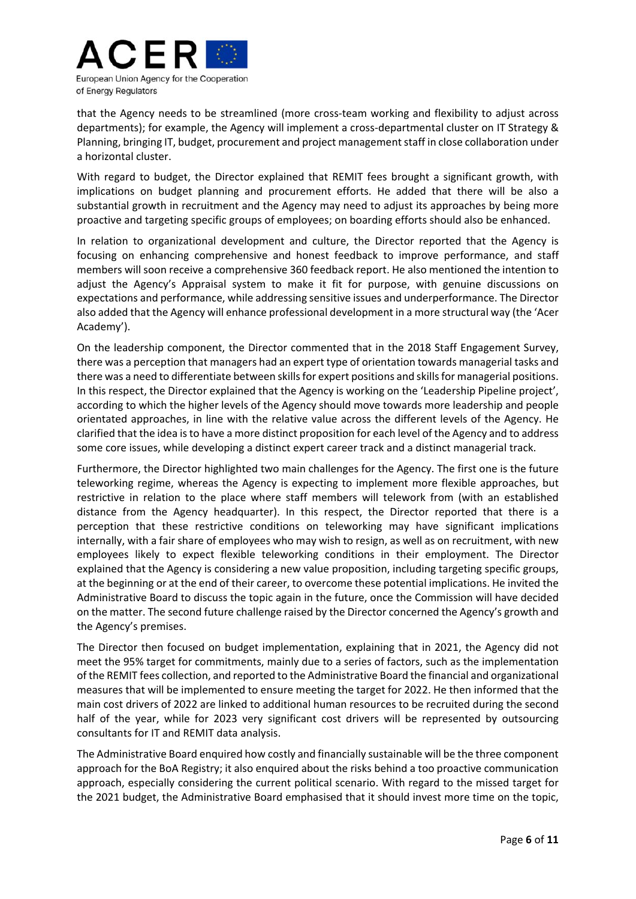that the Agency needs to be streamlined (more cross-team working and flexibility to adjust across departments); for example, the Agency will implement a cross-departmental cluster on IT Strategy & Planning, bringing IT, budget, procurement and project management staff in close collaboration under a horizontal cluster.

With regard to budget, the Director explained that REMIT fees brought a significant growth, with implications on budget planning and procurement efforts. He added that there will be also a substantial growth in recruitment and the Agency may need to adjust its approaches by being more proactive and targeting specific groups of employees; on boarding efforts should also be enhanced.

In relation to organizational development and culture, the Director reported that the Agency is focusing on enhancing comprehensive and honest feedback to improve performance, and staff members will soon receive a comprehensive 360 feedback report. He also mentioned the intention to adjust the Agency's Appraisal system to make it fit for purpose, with genuine discussions on expectations and performance, while addressing sensitive issues and underperformance. The Director also added that the Agency will enhance professional development in a more structural way (the 'Acer Academy').

On the leadership component, the Director commented that in the 2018 Staff Engagement Survey, there was a perception that managers had an expert type of orientation towards managerial tasks and there was a need to differentiate between skills for expert positions and skills for managerial positions. In this respect, the Director explained that the Agency is working on the 'Leadership Pipeline project', according to which the higher levels of the Agency should move towards more leadership and people orientated approaches, in line with the relative value across the different levels of the Agency. He clarified that the idea is to have a more distinct proposition for each level of the Agency and to address some core issues, while developing a distinct expert career track and a distinct managerial track.

Furthermore, the Director highlighted two main challenges for the Agency. The first one is the future teleworking regime, whereas the Agency is expecting to implement more flexible approaches, but restrictive in relation to the place where staff members will telework from (with an established distance from the Agency headquarter). In this respect, the Director reported that there is a perception that these restrictive conditions on teleworking may have significant implications internally, with a fair share of employees who may wish to resign, as well as on recruitment, with new employees likely to expect flexible teleworking conditions in their employment. The Director explained that the Agency is considering a new value proposition, including targeting specific groups, at the beginning or at the end of their career, to overcome these potential implications. He invited the Administrative Board to discuss the topic again in the future, once the Commission will have decided on the matter. The second future challenge raised by the Director concerned the Agency's growth and the Agency's premises.

The Director then focused on budget implementation, explaining that in 2021, the Agency did not meet the 95% target for commitments, mainly due to a series of factors, such as the implementation of the REMIT fees collection, and reported to the Administrative Board the financial and organizational measures that will be implemented to ensure meeting the target for 2022. He then informed that the main cost drivers of 2022 are linked to additional human resources to be recruited during the second half of the year, while for 2023 very significant cost drivers will be represented by outsourcing consultants for IT and REMIT data analysis.

The Administrative Board enquired how costly and financially sustainable will be the three component approach for the BoA Registry; it also enquired about the risks behind a too proactive communication approach, especially considering the current political scenario. With regard to the missed target for the 2021 budget, the Administrative Board emphasised that it should invest more time on the topic,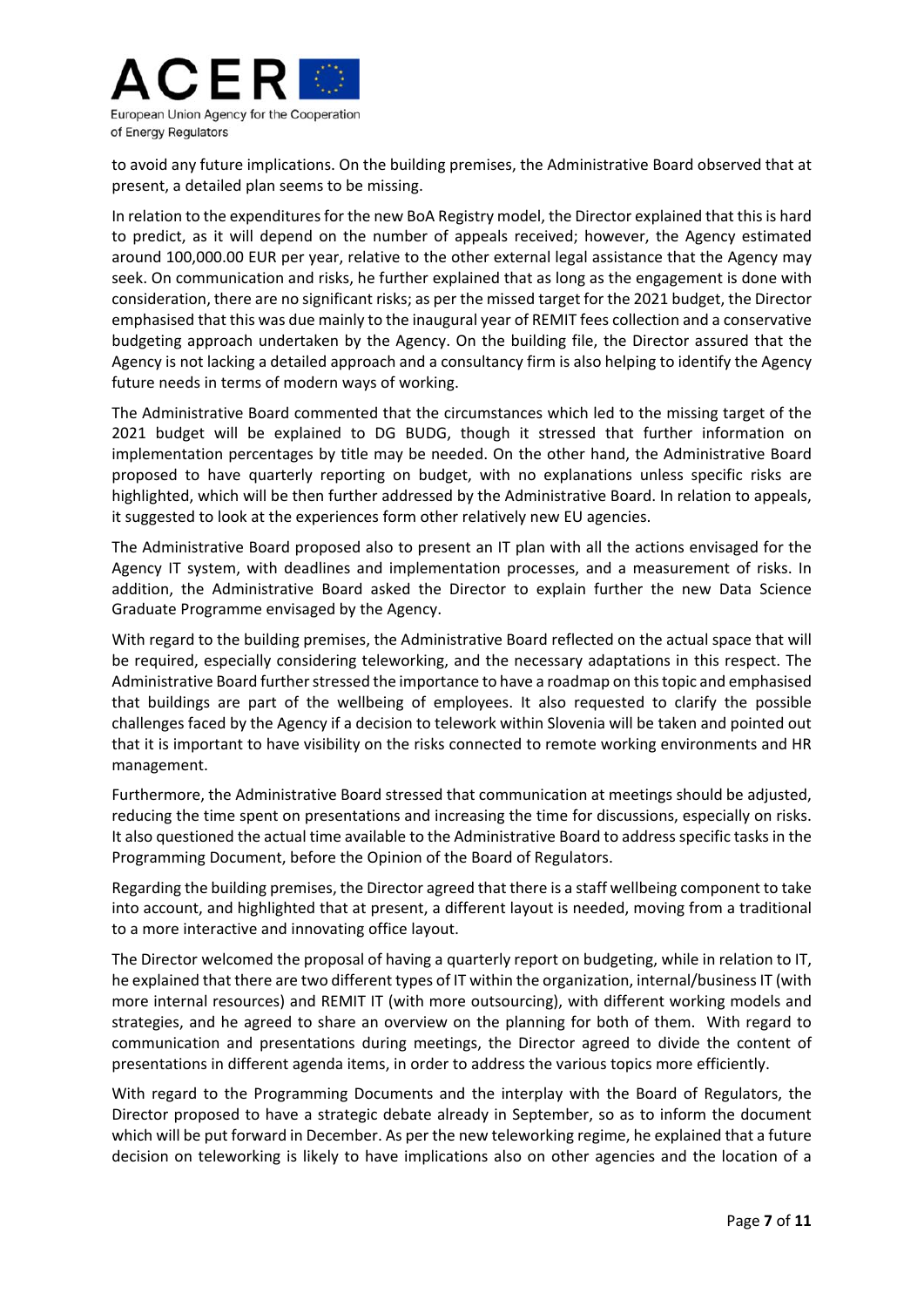to avoid any future implications. On the building premises, the Administrative Board observed that at present, a detailed plan seems to be missing.

In relation to the expenditures for the new BoA Registry model, the Director explained that this is hard to predict, as it will depend on the number of appeals received; however, the Agency estimated around 100,000.00 EUR per year, relative to the other external legal assistance that the Agency may seek. On communication and risks, he further explained that as long as the engagement is done with consideration, there are no significant risks; as per the missed target for the 2021 budget, the Director emphasised that this was due mainly to the inaugural year of REMIT fees collection and a conservative budgeting approach undertaken by the Agency. On the building file, the Director assured that the Agency is not lacking a detailed approach and a consultancy firm is also helping to identify the Agency future needs in terms of modern ways of working.

The Administrative Board commented that the circumstances which led to the missing target of the 2021 budget will be explained to DG BUDG, though it stressed that further information on implementation percentages by title may be needed. On the other hand, the Administrative Board proposed to have quarterly reporting on budget, with no explanations unless specific risks are highlighted, which will be then further addressed by the Administrative Board. In relation to appeals, it suggested to look at the experiences form other relatively new EU agencies.

The Administrative Board proposed also to present an IT plan with all the actions envisaged for the Agency IT system, with deadlines and implementation processes, and a measurement of risks. In addition, the Administrative Board asked the Director to explain further the new Data Science Graduate Programme envisaged by the Agency.

With regard to the building premises, the Administrative Board reflected on the actual space that will be required, especially considering teleworking, and the necessary adaptations in this respect. The Administrative Board further stressed the importance to have a roadmap on this topic and emphasised that buildings are part of the wellbeing of employees. It also requested to clarify the possible challenges faced by the Agency if a decision to telework within Slovenia will be taken and pointed out that it is important to have visibility on the risks connected to remote working environments and HR management.

Furthermore, the Administrative Board stressed that communication at meetings should be adjusted, reducing the time spent on presentations and increasing the time for discussions, especially on risks. It also questioned the actual time available to the Administrative Board to address specific tasks in the Programming Document, before the Opinion of the Board of Regulators.

Regarding the building premises, the Director agreed that there is a staff wellbeing component to take into account, and highlighted that at present, a different layout is needed, moving from a traditional to a more interactive and innovating office layout.

The Director welcomed the proposal of having a quarterly report on budgeting, while in relation to IT, he explained that there are two different types of IT within the organization, internal/business IT (with more internal resources) and REMIT IT (with more outsourcing), with different working models and strategies, and he agreed to share an overview on the planning for both of them. With regard to communication and presentations during meetings, the Director agreed to divide the content of presentations in different agenda items, in order to address the various topics more efficiently.

With regard to the Programming Documents and the interplay with the Board of Regulators, the Director proposed to have a strategic debate already in September, so as to inform the document which will be put forward in December. As per the new teleworking regime, he explained that a future decision on teleworking is likely to have implications also on other agencies and the location of a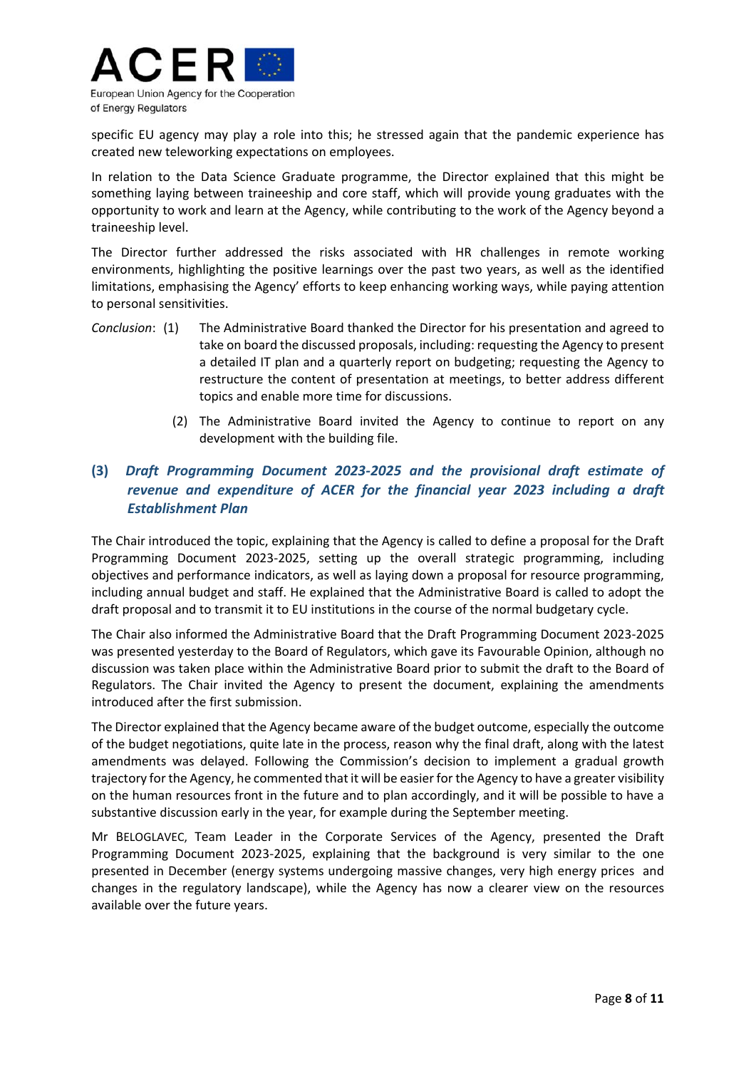specific EU agency may play a role into this; he stressed again that the pandemic experience has created new teleworking expectations on employees.

In relation to the Data Science Graduate programme, the Director explained that this might be something laying between traineeship and core staff, which will provide young graduates with the opportunity to work and learn at the Agency, while contributing to the work of the Agency beyond a traineeship level.

The Director further addressed the risks associated with HR challenges in remote working environments, highlighting the positive learnings over the past two years, as well as the identified limitations, emphasising the Agency' efforts to keep enhancing working ways, while paying attention to personal sensitivities.

*Conclusion*: (1) The Administrative Board thanked the Director for his presentation and agreed to take on board the discussed proposals, including: requesting the Agency to present a detailed IT plan and a quarterly report on budgeting; requesting the Agency to restructure the content of presentation at meetings, to better address different topics and enable more time for discussions.

(2) The Administrative Board invited the Agency to continue to report on any development with the building file.

### (3) *Draft Programming Document 2023-2025 and the provisional draft estimate of revenue and expenditure of ACER for the financial year 2023 including a draft Establishment Plan*

The Chair introduced the topic, explaining that the Agency is called to define a proposal for the Draft Programming Document 2023-2025, setting up the overall strategic programming, including objectives and performance indicators, as well as laying down a proposal for resource programming, including annual budget and staff. He explained that the Administrative Board is called to adopt the draft proposal and to transmit it to EU institutions in the course of the normal budgetary cycle.

The Chair also informed the Administrative Board that the Draft Programming Document 2023-2025 was presented yesterday to the Board of Regulators, which gave its Favourable Opinion, although no discussion was taken place within the Administrative Board prior to submit the draft to the Board of Regulators. The Chair invited the Agency to present the document, explaining the amendments introduced after the first submission.

The Director explained that the Agency became aware of the budget outcome, especially the outcome of the budget negotiations, quite late in the process, reason why the final draft, along with the latest amendments was delayed. Following the Commission's decision to implement a gradual growth trajectory for the Agency, he commented that it will be easier for the Agency to have a greater visibility on the human resources front in the future and to plan accordingly, and it will be possible to have a substantive discussion early in the year, for example during the September meeting.

Mr BELOGLAVEC, Team Leader in the Corporate Services of the Agency, presented the Draft Programming Document 2023-2025, explaining that the background is very similar to the one presented in December (energy systems undergoing massive changes, very high energy prices and changes in the regulatory landscape), while the Agency has now a clearer view on the resources available over the future years.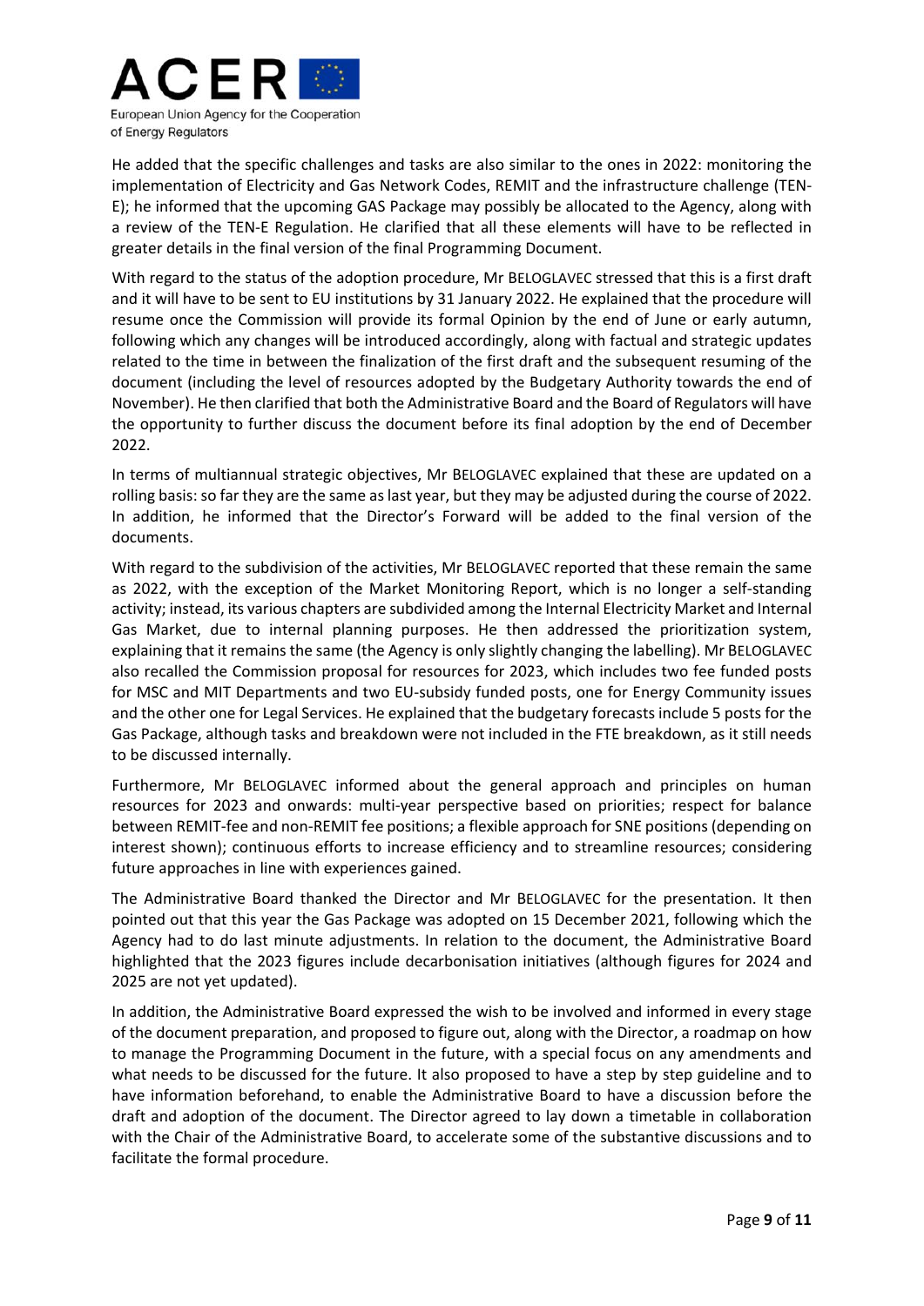He added that the specific challenges and tasks are also similar to the ones in 2022: monitoring the implementation of Electricity and Gas Network Codes, REMIT and the infrastructure challenge (TEN-E); he informed that the upcoming GAS Package may possibly be allocated to the Agency, along with a review of the TEN-E Regulation. He clarified that all these elements will have to be reflected in greater details in the final version of the final Programming Document.

With regard to the status of the adoption procedure, Mr BELOGLAVEC stressed that this is a first draft and it will have to be sent to EU institutions by 31 January 2022. He explained that the procedure will resume once the Commission will provide its formal Opinion by the end of June or early autumn, following which any changes will be introduced accordingly, along with factual and strategic updates related to the time in between the finalization of the first draft and the subsequent resuming of the document (including the level of resources adopted by the Budgetary Authority towards the end of November). He then clarified that both the Administrative Board and the Board of Regulators will have the opportunity to further discuss the document before its final adoption by the end of December 2022.

In terms of multiannual strategic objectives, Mr BELOGLAVEC explained that these are updated on a rolling basis: so far they are the same as last year, but they may be adjusted during the course of 2022. In addition, he informed that the Director's Forward will be added to the final version of the documents.

With regard to the subdivision of the activities, Mr BELOGLAVEC reported that these remain the same as 2022, with the exception of the Market Monitoring Report, which is no longer a self-standing activity; instead, its various chapters are subdivided among the Internal Electricity Market and Internal Gas Market, due to internal planning purposes. He then addressed the prioritization system, explaining that it remains the same (the Agency is only slightly changing the labelling). Mr BELOGLAVEC also recalled the Commission proposal for resources for 2023, which includes two fee funded posts for MSC and MIT Departments and two EU-subsidy funded posts, one for Energy Community issues and the other one for Legal Services. He explained that the budgetary forecasts include 5 posts for the Gas Package, although tasks and breakdown were not included in the FTE breakdown, as it still needs to be discussed internally.

Furthermore, Mr BELOGLAVEC informed about the general approach and principles on human resources for 2023 and onwards: multi-year perspective based on priorities; respect for balance between REMIT-fee and non-REMIT fee positions; a flexible approach for SNE positions (depending on interest shown); continuous efforts to increase efficiency and to streamline resources; considering future approaches in line with experiences gained.

The Administrative Board thanked the Director and Mr BELOGLAVEC for the presentation. It then pointed out that this year the Gas Package was adopted on 15 December 2021, following which the Agency had to do last minute adjustments. In relation to the document, the Administrative Board highlighted that the 2023 figures include decarbonisation initiatives (although figures for 2024 and 2025 are not yet updated).

In addition, the Administrative Board expressed the wish to be involved and informed in every stage of the document preparation, and proposed to figure out, along with the Director, a roadmap on how to manage the Programming Document in the future, with a special focus on any amendments and what needs to be discussed for the future. It also proposed to have a step by step guideline and to have information beforehand, to enable the Administrative Board to have a discussion before the draft and adoption of the document. The Director agreed to lay down a timetable in collaboration with the Chair of the Administrative Board, to accelerate some of the substantive discussions and to facilitate the formal procedure.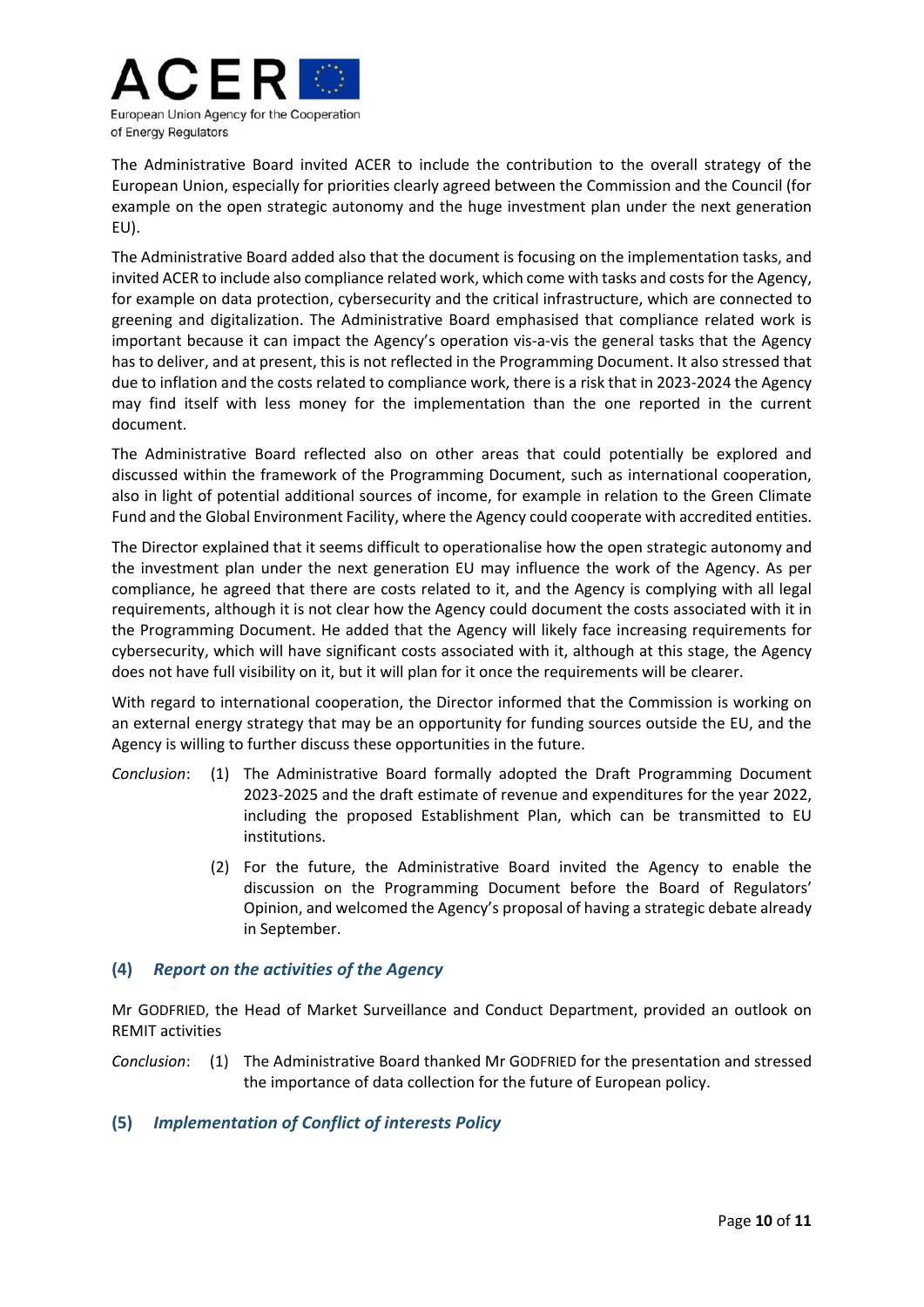The Administrative Board invited ACER to include the contribution to the overall strategy of the European Union, especially for priorities clearly agreed between the Commission and the Council (for example on the open strategic autonomy and the huge investment plan under the next generation EU).

The Administrative Board added also that the document is focusing on the implementation tasks, and invited ACER to include also compliance related work, which come with tasks and costs for the Agency, for example on data protection, cybersecurity and the critical infrastructure, which are connected to greening and digitalization. The Administrative Board emphasised that compliance related work is important because it can impact the Agency's operation vis-a-vis the general tasks that the Agency has to deliver, and at present, this is not reflected in the Programming Document. It also stressed that due to inflation and the costs related to compliance work, there is a risk that in 2023-2024 the Agency may find itself with less money for the implementation than the one reported in the current document.

The Administrative Board reflected also on other areas that could potentially be explored and discussed within the framework of the Programming Document, such as international cooperation, also in light of potential additional sources of income, for example in relation to the Green Climate Fund and the Global Environment Facility, where the Agency could cooperate with accredited entities.

The Director explained that it seems difficult to operationalise how the open strategic autonomy and the investment plan under the next generation EU may influence the work of the Agency. As per compliance, he agreed that there are costs related to it, and the Agency is complying with all legal requirements, although it is not clear how the Agency could document the costs associated with it in the Programming Document. He added that the Agency will likely face increasing requirements for cybersecurity, which will have significant costs associated with it, although at this stage, the Agency does not have full visibility on it, but it will plan for it once the requirements will be clearer.

With regard to international cooperation, the Director informed that the Commission is working on an external energy strategy that may be an opportunity for funding sources outside the EU, and the Agency is willing to further discuss these opportunities in the future.

*Conclusion*: (1) The Administrative Board formally adopted the Draft Programming Document 2023-2025 and the draft estimate of revenue and expenditures for the year 2022, including the proposed Establishment Plan, which can be transmitted to EU institutions.

(2) For the future, the Administrative Board invited the Agency to enable the discussion on the Programming Document before the Board of Regulators' Opinion, and welcomed the Agency's proposal of having a strategic debate already in September.

## (4) *Report on the activities of the Agency*

Mr GODFRIED, the Head of Market Surveillance and Conduct Department, provided an outlook on REMIT activities

*Conclusion*: (1) The Administrative Board thanked Mr GODFRIED for the presentation and stressed the importance of data collection for the future of European policy.

## (5) *Implementation of Conflict of interests Policy*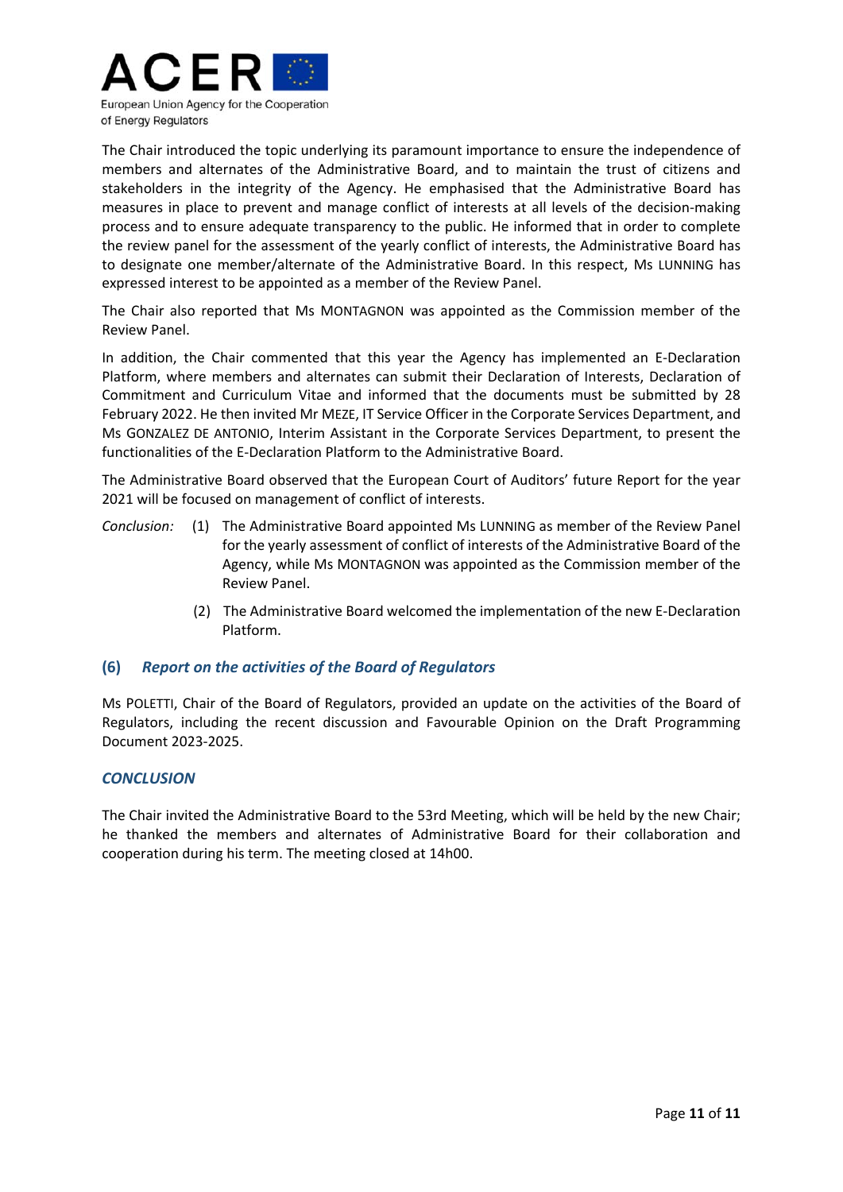The Chair introduced the topic underlying its paramount importance to ensure the independence of members and alternates of the Administrative Board, and to maintain the trust of citizens and stakeholders in the integrity of the Agency. He emphasised that the Administrative Board has measures in place to prevent and manage conflict of interests at all levels of the decision-making process and to ensure adequate transparency to the public. He informed that in order to complete the review panel for the assessment of the yearly conflict of interests, the Administrative Board has to designate one member/alternate of the Administrative Board. In this respect, Ms LUNNING has expressed interest to be appointed as a member of the Review Panel.

The Chair also reported that Ms MONTAGNON was appointed as the Commission member of the Review Panel.

In addition, the Chair commented that this year the Agency has implemented an E-Declaration Platform, where members and alternates can submit their Declaration of Interests, Declaration of Commitment and Curriculum Vitae and informed that the documents must be submitted by 28 February 2022. He then invited Mr MEZE, IT Service Officer in the Corporate Services Department, and Ms GONZALEZ DE ANTONIO, Interim Assistant in the Corporate Services Department, to present the functionalities of the E-Declaration Platform to the Administrative Board.

The Administrative Board observed that the European Court of Auditors' future Report for the year 2021 will be focused on management of conflict of interests.

*Conclusion:*

(1) The Administrative Board appointed Ms LUNNING as member of the Review Panel for the yearly assessment of conflict of interests of the Administrative Board of the Agency, while Ms MONTAGNON was appointed as the Commission member of the Review Panel.

(2) The Administrative Board welcomed the implementation of the new E-Declaration Platform.

## (6) *Report on the activities of the Board of Regulators*

Ms POLETTI, Chair of the Board of Regulators, provided an update on the activities of the Board of Regulators, including the recent discussion and Favourable Opinion on the Draft Programming Document 2023-2025.

## *CONCLUSION*

The Chair invited the Administrative Board to the 53rd Meeting, which will be held by the new Chair; he thanked the members and alternates of Administrative Board for their collaboration and cooperation during his term. The meeting closed at 14h00.